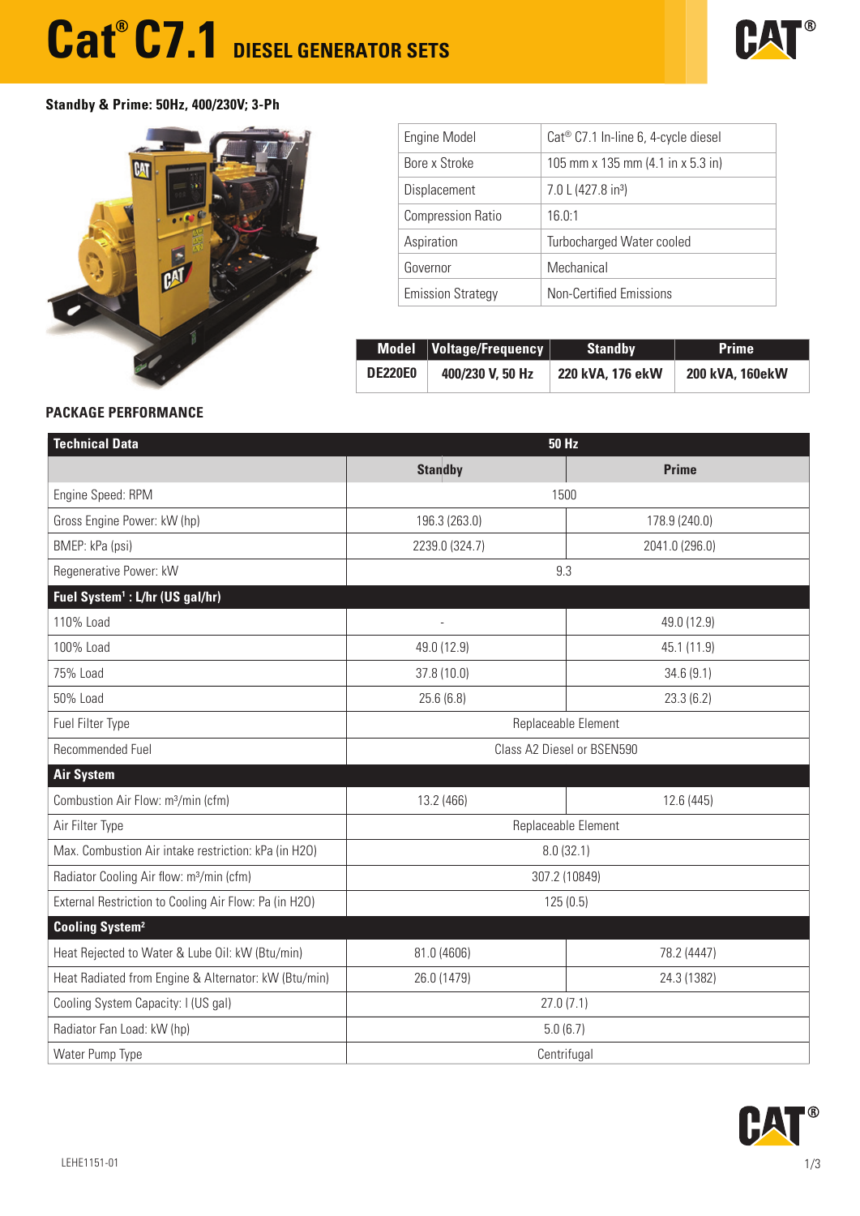# Cat® C7.1 DIESEL GENERATOR SETS

**Standby & Prime: 50Hz, 400/230V; 3-Ph**

| Engine Model | Cat® C7.1 In-line 6, 4-cycle diesel |
|---|---|
| Bore x Stroke | 105 mm x 135 mm (4.1 in x 5.3 in) |
| Displacement | 7.0 L (427.8 in³) |
| Compression Ratio | 16.0:1 |
| Aspiration | Turbocharged Water cooled |
| Governor | Mechanical |
| Emission Strategy | Non-Certified Emissions |

| Model | Voltage/Frequency | Standby | Prime |
|---|---|---|---|
| DE220E0 | 400/230 V, 50 Hz | 220 kVA, 176 ekW | 200 kVA, 160ekW |

## PACKAGE PERFORMANCE

| Technical Data | 50 Hz | |
|---|---|---|
| | Standby | Prime |
| Engine Speed: RPM | 1500 | |
| Gross Engine Power: kW (hp) | 196.3 (263.0) | 178.9 (240.0) |
| BMEP: kPa (psi) | 2239.0 (324.7) | 2041.0 (296.0) |
| Regenerative Power: kW | 9.3 | |
| **Fuel System[1] : L/hr (US gal/hr)** | | |
| 110% Load | - | 49.0 (12.9) |
| 100% Load | 49.0 (12.9) | 45.1 (11.9) |
| 75% Load | 37.8 (10.0) | 34.6 (9.1) |
| 50% Load | 25.6 (6.8) | 23.3 (6.2) |
| Fuel Filter Type | Replaceable Element | |
| Recommended Fuel | Class A2 Diesel or BSEN590 | |
| **Air System** | | |
| Combustion Air Flow: m³/min (cfm) | 13.2 (466) | 12.6 (445) |
| Air Filter Type | Replaceable Element | |
| Max. Combustion Air intake restriction: kPa (in H2O) | 8.0 (32.1) | |
| Radiator Cooling Air flow: m³/min (cfm) | 307.2 (10849) | |
| External Restriction to Cooling Air Flow: Pa (in H2O) | 125 (0.5) | |
| **Cooling System[2]** | | |
| Heat Rejected to Water & Lube Oil: kW (Btu/min) | 81.0 (4606) | 78.2 (4447) |
| Heat Radiated from Engine & Alternator: kW (Btu/min) | 26.0 (1479) | 24.3 (1382) |
| Cooling System Capacity: l (US gal) | 27.0 (7.1) | |
| Radiator Fan Load: kW (hp) | 5.0 (6.7) | |
| Water Pump Type | Centrifugal | |

LEHE1151-01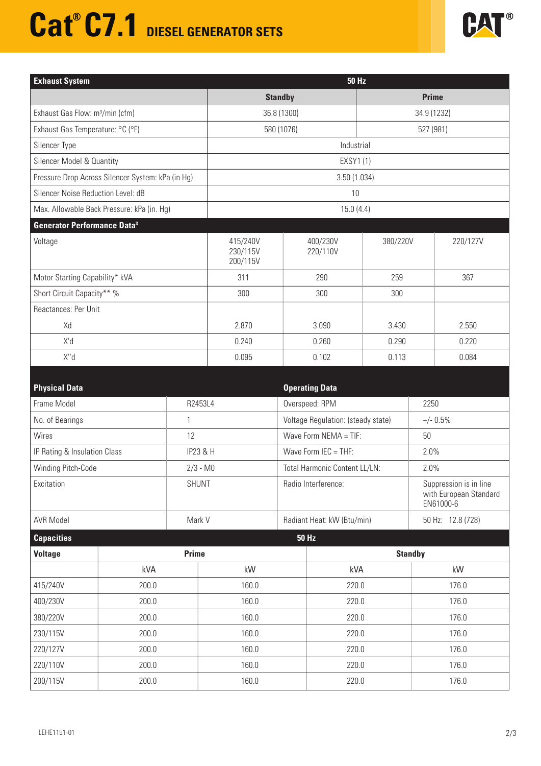# Cat® C7.1 DIESEL GENERATOR SETS

| Exhaust System | 50 Hz | |
|---|---|---|
| | Standby | Prime |
| Exhaust Gas Flow: m³/min (cfm) | 36.8 (1300) | 34.9 (1232) |
| Exhaust Gas Temperature: °C (°F) | 580 (1076) | 527 (981) |
| Silencer Type | Industrial | |
| Silencer Model & Quantity | EXSY1 (1) | |
| Pressure Drop Across Silencer System: kPa (in Hg) | 3.50 (1.034) | |
| Silencer Noise Reduction Level: dB | 10 | |
| Max. Allowable Back Pressure: kPa (in. Hg) | 15.0 (4.4) | |

| Generator Performance Data[3] | | | | |
|---|---|---|---|---|
| Voltage | 415/240V 230/115V 200/115V | 400/230V 220/110V | 380/220V | 220/127V |
| Motor Starting Capability* kVA | 311 | 290 | 259 | 367 |
| Short Circuit Capacity** % | 300 | 300 | 300 | |
| Reactances: Per Unit | | | | |
| Xd | 2.870 | 3.090 | 3.430 | 2.550 |
| X'd | 0.240 | 0.260 | 0.290 | 0.220 |
| X''d | 0.095 | 0.102 | 0.113 | 0.084 |

| Physical Data | |
|---|---|
| Frame Model | R2453L4 |
| No. of Bearings | 1 |
| Wires | 12 |
| IP Rating & Insulation Class | IP23 & H |
| Winding Pitch-Code | 2/3 - M0 |
| Excitation | SHUNT |
| AVR Model | Mark V |

| Operating Data | |
|---|---|
| Overspeed: RPM | 2250 |
| Voltage Regulation: (steady state) | +/- 0.5% |
| Wave Form NEMA = TIF: | 50 |
| Wave Form IEC = THF: | 2.0% |
| Total Harmonic Content LL/LN: | 2.0% |
| Radio Interference: | Suppression is in line with European Standard EN61000-6 |
| Radiant Heat: kW (Btu/min) | 50 Hz: 12.8 (728) |

| Capacities | 50 Hz | | | |
|---|---|---|---|---|
| Voltage | Prime | | Standby | |
| | kVA | kW | kVA | kW |
| 415/240V | 200.0 | 160.0 | 220.0 | 176.0 |
| 400/230V | 200.0 | 160.0 | 220.0 | 176.0 |
| 380/220V | 200.0 | 160.0 | 220.0 | 176.0 |
| 230/115V | 200.0 | 160.0 | 220.0 | 176.0 |
| 220/127V | 200.0 | 160.0 | 220.0 | 176.0 |
| 220/110V | 200.0 | 160.0 | 220.0 | 176.0 |
| 200/115V | 200.0 | 160.0 | 220.0 | 176.0 |

LEHE1151-01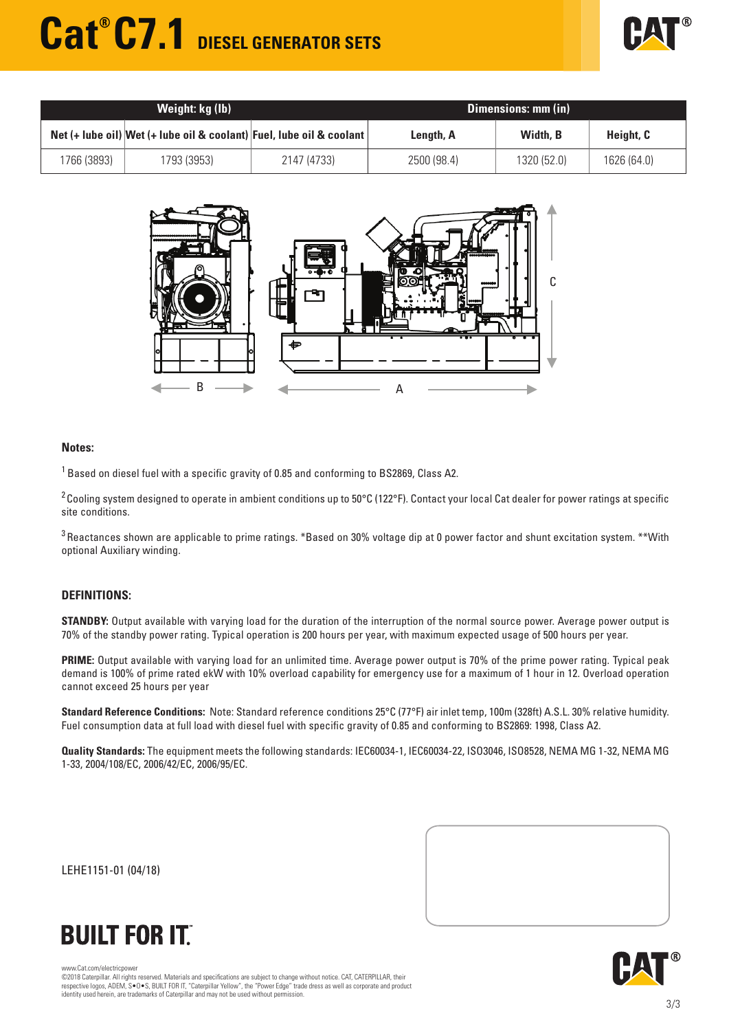# Cat® C7.1 DIESEL GENERATOR SETS

| Weight: kg (lb) | | | Dimensions: mm (in) | | |
|---|---|---|---|---|---|
| Net (+ lube oil) | Wet (+ lube oil & coolant) | Fuel, lube oil & coolant | Length, A | Width, B | Height, C |
| 1766 (3893) | 1793 (3953) | 2147 (4733) | 2500 (98.4) | 1320 (52.0) | 1626 (64.0) |

B

A

C

### Notes:

[1] Based on diesel fuel with a specific gravity of 0.85 and conforming to BS2869, Class A2.

[2] Cooling system designed to operate in ambient conditions up to 50°C (122°F). Contact your local Cat dealer for power ratings at specific site conditions.

[3] Reactances shown are applicable to prime ratings. *Based on 30% voltage dip at 0 power factor and shunt excitation system. **With optional Auxiliary winding.

### DEFINITIONS:

**STANDBY:** Output available with varying load for the duration of the interruption of the normal source power. Average power output is 70% of the standby power rating. Typical operation is 200 hours per year, with maximum expected usage of 500 hours per year.

**PRIME:** Output available with varying load for an unlimited time. Average power output is 70% of the prime power rating. Typical peak demand is 100% of prime rated ekW with 10% overload capability for emergency use for a maximum of 1 hour in 12. Overload operation cannot exceed 25 hours per year

**Standard Reference Conditions:** Note: Standard reference conditions 25°C (77°F) air inlet temp, 100m (328ft) A.S.L. 30% relative humidity. Fuel consumption data at full load with diesel fuel with specific gravity of 0.85 and conforming to BS2869: 1998, Class A2.

**Quality Standards:** The equipment meets the following standards: IEC60034-1, IEC60034-22, ISO3046, ISO8528, NEMA MG 1-32, NEMA MG 1-33, 2004/108/EC, 2006/42/EC, 2006/95/EC.

LEHE1151-01 (04/18)

**BUILT FOR IT.**

www.Cat.com/electricpower
©2018 Caterpillar. All rights reserved. Materials and specifications are subject to change without notice. CAT, CATERPILLAR, their respective logos, ADEM, S•O•S, BUILT FOR IT, "Caterpillar Yellow", the "Power Edge" trade dress as well as corporate and product identity used herein, are trademarks of Caterpillar and may not be used without permission.